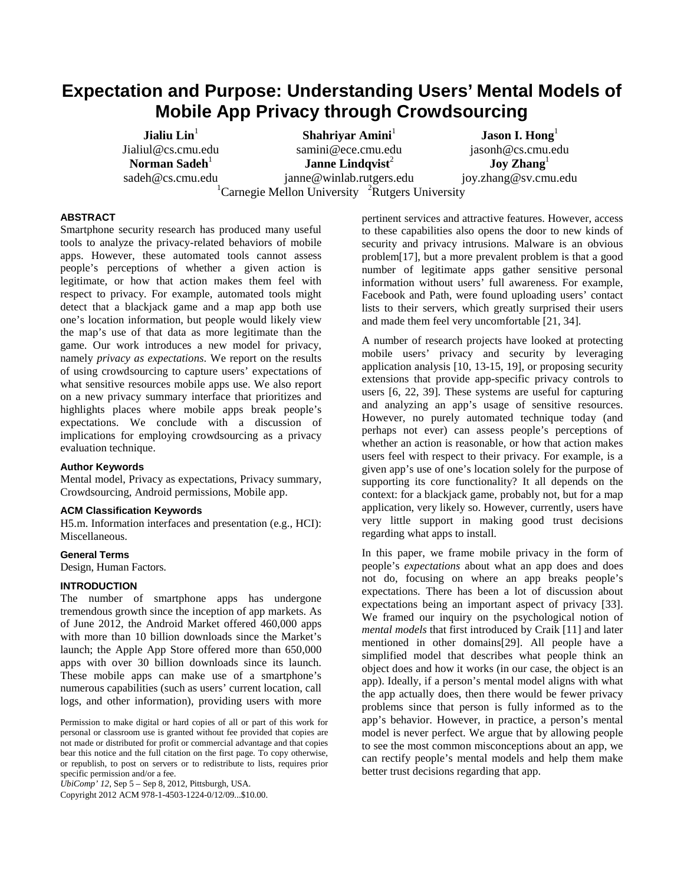# Expectation and Purpose: Understanding Users' Mental Models of Mobile App Privacy through Crowdsourcing

**Jialiu Lin**[1]
Jialiul@cs.cmu.edu

**Shahriyar Amini**[1]
samini@ece.cmu.edu

**Jason I. Hong**[1]
jasonh@cs.cmu.edu

**Norman Sadeh**[1]
sadeh@cs.cmu.edu

**Janne Lindqvist**[2]
janne@winlab.rutgers.edu

**Joy Zhang**[1]
joy.zhang@sv.cmu.edu

[1]Carnegie Mellon University [2]Rutgers University

## ABSTRACT

Smartphone security research has produced many useful tools to analyze the privacy-related behaviors of mobile apps. However, these automated tools cannot assess people's perceptions of whether a given action is legitimate, or how that action makes them feel with respect to privacy. For example, automated tools might detect that a blackjack game and a map app both use one's location information, but people would likely view the map's use of that data as more legitimate than the game. Our work introduces a new model for privacy, namely *privacy as expectations*. We report on the results of using crowdsourcing to capture users' expectations of what sensitive resources mobile apps use. We also report on a new privacy summary interface that prioritizes and highlights places where mobile apps break people's expectations. We conclude with a discussion of implications for employing crowdsourcing as a privacy evaluation technique.

### Author Keywords

Mental model, Privacy as expectations, Privacy summary, Crowdsourcing, Android permissions, Mobile app.

### ACM Classification Keywords

H5.m. Information interfaces and presentation (e.g., HCI): Miscellaneous.

### General Terms

Design, Human Factors.

## INTRODUCTION

The number of smartphone apps has undergone tremendous growth since the inception of app markets. As of June 2012, the Android Market offered 460,000 apps with more than 10 billion downloads since the Market's launch; the Apple App Store offered more than 650,000 apps with over 30 billion downloads since its launch. These mobile apps can make use of a smartphone's numerous capabilities (such as users' current location, call logs, and other information), providing users with more pertinent services and attractive features. However, access to these capabilities also opens the door to new kinds of security and privacy intrusions. Malware is an obvious problem[17], but a more prevalent problem is that a good number of legitimate apps gather sensitive personal information without users' full awareness. For example, Facebook and Path, were found uploading users' contact lists to their servers, which greatly surprised their users and made them feel very uncomfortable [21, 34].

A number of research projects have looked at protecting mobile users' privacy and security by leveraging application analysis [10, 13-15, 19], or proposing security extensions that provide app-specific privacy controls to users [6, 22, 39]. These systems are useful for capturing and analyzing an app's usage of sensitive resources. However, no purely automated technique today (and perhaps not ever) can assess people's perceptions of whether an action is reasonable, or how that action makes users feel with respect to their privacy. For example, is a given app's use of one's location solely for the purpose of supporting its core functionality? It all depends on the context: for a blackjack game, probably not, but for a map application, very likely so. However, currently, users have very little support in making good trust decisions regarding what apps to install.

In this paper, we frame mobile privacy in the form of people's *expectations* about what an app does and does not do, focusing on where an app breaks people's expectations. There has been a lot of discussion about expectations being an important aspect of privacy [33]. We framed our inquiry on the psychological notion of *mental models* that first introduced by Craik [11] and later mentioned in other domains[29]. All people have a simplified model that describes what people think an object does and how it works (in our case, the object is an app). Ideally, if a person's mental model aligns with what the app actually does, then there would be fewer privacy problems since that person is fully informed as to the app's behavior. However, in practice, a person's mental model is never perfect. We argue that by allowing people to see the most common misconceptions about an app, we can rectify people's mental models and help them make better trust decisions regarding that app.

Permission to make digital or hard copies of all or part of this work for personal or classroom use is granted without fee provided that copies are not made or distributed for profit or commercial advantage and that copies bear this notice and the full citation on the first page. To copy otherwise, or republish, to post on servers or to redistribute to lists, requires prior specific permission and/or a fee.
*UbiComp' 12*, Sep 5 – Sep 8, 2012, Pittsburgh, USA.
Copyright 2012 ACM 978-1-4503-1224-0/12/09...$10.00.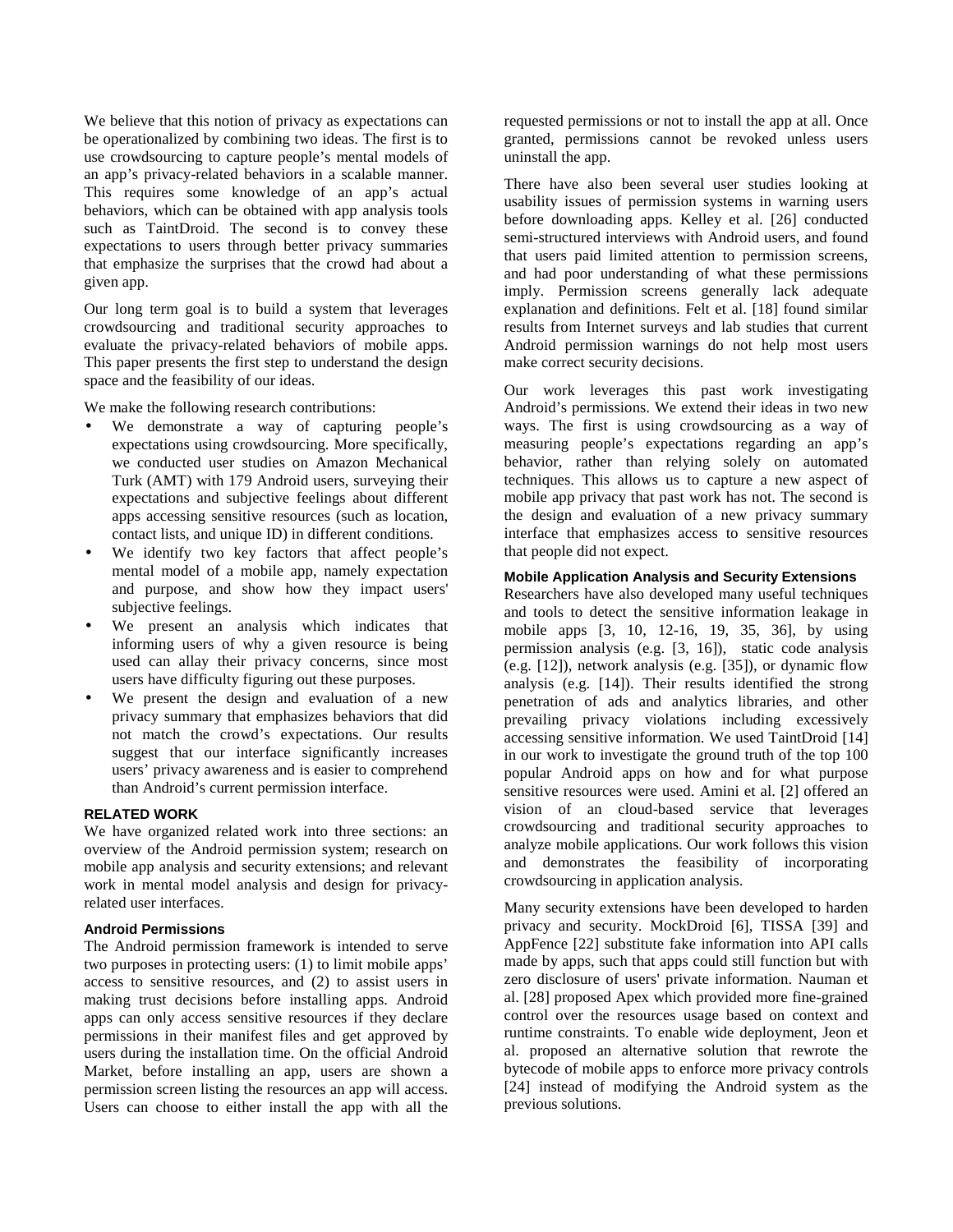We believe that this notion of privacy as expectations can be operationalized by combining two ideas. The first is to use crowdsourcing to capture people's mental models of an app's privacy-related behaviors in a scalable manner. This requires some knowledge of an app's actual behaviors, which can be obtained with app analysis tools such as TaintDroid. The second is to convey these expectations to users through better privacy summaries that emphasize the surprises that the crowd had about a given app.

Our long term goal is to build a system that leverages crowdsourcing and traditional security approaches to evaluate the privacy-related behaviors of mobile apps. This paper presents the first step to understand the design space and the feasibility of our ideas.

We make the following research contributions:

- We demonstrate a way of capturing people's expectations using crowdsourcing. More specifically, we conducted user studies on Amazon Mechanical Turk (AMT) with 179 Android users, surveying their expectations and subjective feelings about different apps accessing sensitive resources (such as location, contact lists, and unique ID) in different conditions.
- We identify two key factors that affect people's mental model of a mobile app, namely expectation and purpose, and show how they impact users' subjective feelings.
- We present an analysis which indicates that informing users of why a given resource is being used can allay their privacy concerns, since most users have difficulty figuring out these purposes.
- We present the design and evaluation of a new privacy summary that emphasizes behaviors that did not match the crowd's expectations. Our results suggest that our interface significantly increases users' privacy awareness and is easier to comprehend than Android's current permission interface.

## RELATED WORK

We have organized related work into three sections: an overview of the Android permission system; research on mobile app analysis and security extensions; and relevant work in mental model analysis and design for privacy-related user interfaces.

### Android Permissions

The Android permission framework is intended to serve two purposes in protecting users: (1) to limit mobile apps' access to sensitive resources, and (2) to assist users in making trust decisions before installing apps. Android apps can only access sensitive resources if they declare permissions in their manifest files and get approved by users during the installation time. On the official Android Market, before installing an app, users are shown a permission screen listing the resources an app will access. Users can choose to either install the app with all the requested permissions or not to install the app at all. Once granted, permissions cannot be revoked unless users uninstall the app.

There have also been several user studies looking at usability issues of permission systems in warning users before downloading apps. Kelley et al. [26] conducted semi-structured interviews with Android users, and found that users paid limited attention to permission screens, and had poor understanding of what these permissions imply. Permission screens generally lack adequate explanation and definitions. Felt et al. [18] found similar results from Internet surveys and lab studies that current Android permission warnings do not help most users make correct security decisions.

Our work leverages this past work investigating Android's permissions. We extend their ideas in two new ways. The first is using crowdsourcing as a way of measuring people's expectations regarding an app's behavior, rather than relying solely on automated techniques. This allows us to capture a new aspect of mobile app privacy that past work has not. The second is the design and evaluation of a new privacy summary interface that emphasizes access to sensitive resources that people did not expect.

### Mobile Application Analysis and Security Extensions

Researchers have also developed many useful techniques and tools to detect the sensitive information leakage in mobile apps [3, 10, 12-16, 19, 35, 36], by using permission analysis (e.g. [3, 16]), static code analysis (e.g. [12]), network analysis (e.g. [35]), or dynamic flow analysis (e.g. [14]). Their results identified the strong penetration of ads and analytics libraries, and other prevailing privacy violations including excessively accessing sensitive information. We used TaintDroid [14] in our work to investigate the ground truth of the top 100 popular Android apps on how and for what purpose sensitive resources were used. Amini et al. [2] offered an vision of an cloud-based service that leverages crowdsourcing and traditional security approaches to analyze mobile applications. Our work follows this vision and demonstrates the feasibility of incorporating crowdsourcing in application analysis.

Many security extensions have been developed to harden privacy and security. MockDroid [6], TISSA [39] and AppFence [22] substitute fake information into API calls made by apps, such that apps could still function but with zero disclosure of users' private information. Nauman et al. [28] proposed Apex which provided more fine-grained control over the resources usage based on context and runtime constraints. To enable wide deployment, Jeon et al. proposed an alternative solution that rewrote the bytecode of mobile apps to enforce more privacy controls [24] instead of modifying the Android system as the previous solutions.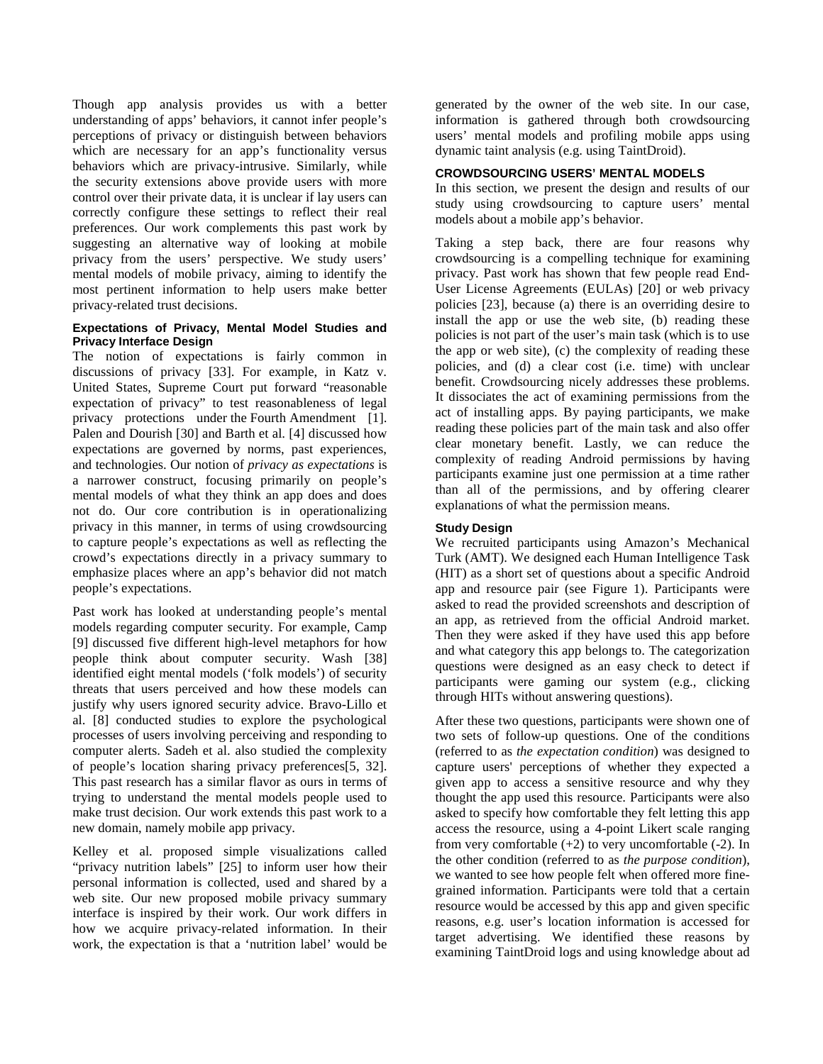Though app analysis provides us with a better understanding of apps' behaviors, it cannot infer people's perceptions of privacy or distinguish between behaviors which are necessary for an app's functionality versus behaviors which are privacy-intrusive. Similarly, while the security extensions above provide users with more control over their private data, it is unclear if lay users can correctly configure these settings to reflect their real preferences. Our work complements this past work by suggesting an alternative way of looking at mobile privacy from the users' perspective. We study users' mental models of mobile privacy, aiming to identify the most pertinent information to help users make better privacy-related trust decisions.

### Expectations of Privacy, Mental Model Studies and Privacy Interface Design

The notion of expectations is fairly common in discussions of privacy [33]. For example, in Katz v. United States, Supreme Court put forward "reasonable expectation of privacy" to test reasonableness of legal privacy protections under the Fourth Amendment [1]. Palen and Dourish [30] and Barth et al. [4] discussed how expectations are governed by norms, past experiences, and technologies. Our notion of *privacy as expectations* is a narrower construct, focusing primarily on people's mental models of what they think an app does and does not do. Our core contribution is in operationalizing privacy in this manner, in terms of using crowdsourcing to capture people's expectations as well as reflecting the crowd's expectations directly in a privacy summary to emphasize places where an app's behavior did not match people's expectations.

Past work has looked at understanding people's mental models regarding computer security. For example, Camp [9] discussed five different high-level metaphors for how people think about computer security. Wash [38] identified eight mental models ('folk models') of security threats that users perceived and how these models can justify why users ignored security advice. Bravo-Lillo et al. [8] conducted studies to explore the psychological processes of users involving perceiving and responding to computer alerts. Sadeh et al. also studied the complexity of people's location sharing privacy preferences[5, 32]. This past research has a similar flavor as ours in terms of trying to understand the mental models people used to make trust decision. Our work extends this past work to a new domain, namely mobile app privacy.

Kelley et al. proposed simple visualizations called "privacy nutrition labels" [25] to inform user how their personal information is collected, used and shared by a web site. Our new proposed mobile privacy summary interface is inspired by their work. Our work differs in how we acquire privacy-related information. In their work, the expectation is that a 'nutrition label' would be generated by the owner of the web site. In our case, information is gathered through both crowdsourcing users' mental models and profiling mobile apps using dynamic taint analysis (e.g. using TaintDroid).

## CROWDSOURCING USERS' MENTAL MODELS

In this section, we present the design and results of our study using crowdsourcing to capture users' mental models about a mobile app's behavior.

Taking a step back, there are four reasons why crowdsourcing is a compelling technique for examining privacy. Past work has shown that few people read End-User License Agreements (EULAs) [20] or web privacy policies [23], because (a) there is an overriding desire to install the app or use the web site, (b) reading these policies is not part of the user's main task (which is to use the app or web site), (c) the complexity of reading these policies, and (d) a clear cost (i.e. time) with unclear benefit. Crowdsourcing nicely addresses these problems. It dissociates the act of examining permissions from the act of installing apps. By paying participants, we make reading these policies part of the main task and also offer clear monetary benefit. Lastly, we can reduce the complexity of reading Android permissions by having participants examine just one permission at a time rather than all of the permissions, and by offering clearer explanations of what the permission means.

### Study Design

We recruited participants using Amazon's Mechanical Turk (AMT). We designed each Human Intelligence Task (HIT) as a short set of questions about a specific Android app and resource pair (see Figure 1). Participants were asked to read the provided screenshots and description of an app, as retrieved from the official Android market. Then they were asked if they have used this app before and what category this app belongs to. The categorization questions were designed as an easy check to detect if participants were gaming our system (e.g., clicking through HITs without answering questions).

After these two questions, participants were shown one of two sets of follow-up questions. One of the conditions (referred to as *the expectation condition*) was designed to capture users' perceptions of whether they expected a given app to access a sensitive resource and why they thought the app used this resource. Participants were also asked to specify how comfortable they felt letting this app access the resource, using a 4-point Likert scale ranging from very comfortable (+2) to very uncomfortable (-2). In the other condition (referred to as *the purpose condition*), we wanted to see how people felt when offered more fine-grained information. Participants were told that a certain resource would be accessed by this app and given specific reasons, e.g. user's location information is accessed for target advertising. We identified these reasons by examining TaintDroid logs and using knowledge about ad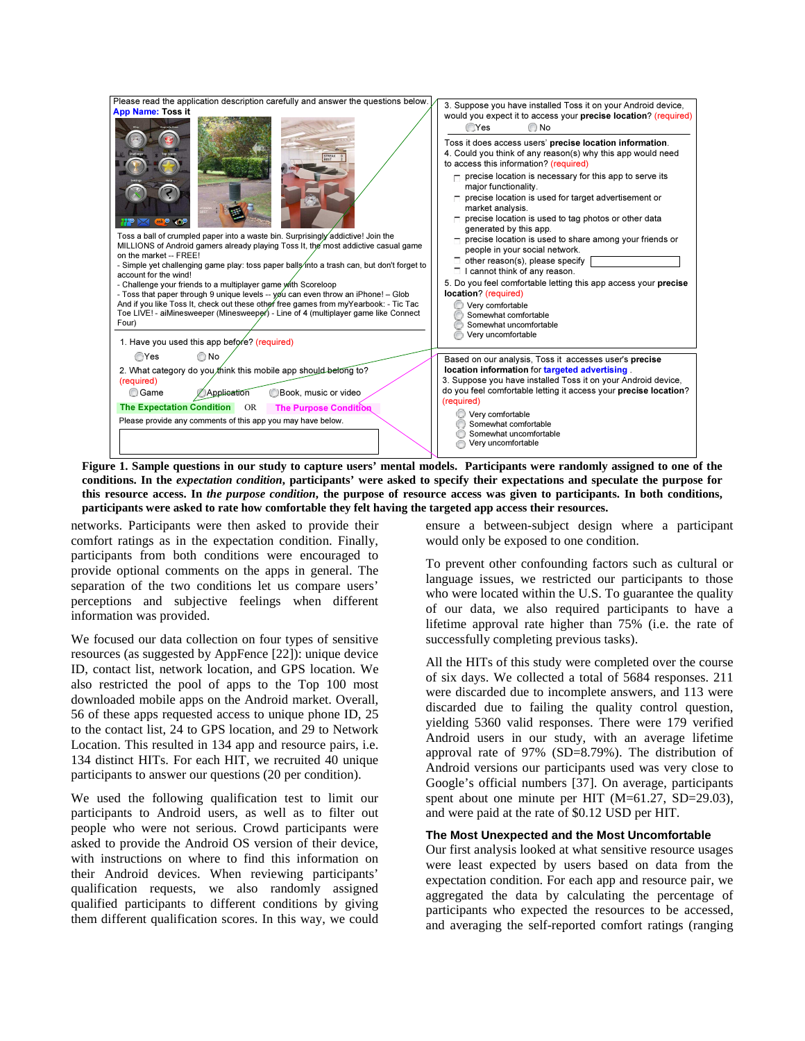Please read the application description carefully and answer the questions below.

**App Name:** Toss it

Toss a ball of crumpled paper into a waste bin. Surprisingly addictive! Join the MILLIONS of Android gamers already playing Toss It, the most addictive casual game on the market -- FREE!
- Simple yet challenging game play: toss paper balls into a trash can, but don't forget to account for the wind!
- Challenge your friends to a multiplayer game with Scoreloop
- Toss that paper through 9 unique levels -- you can even throw an iPhone! – Glob And if you like Toss It, check out these other free games from myYearbook: - Tic Tac Toe LIVE! - aiMinesweeper (Minesweeper) - Line of 4 (multiplayer game like Connect Four)

1. Have you used this app before? (required)
   - Yes
   - No

2. What category do you think this mobile app should belong to? (required)
   - Game
   - Application
   - Book, music or video

**The Expectation Condition** OR **The Purpose Condition**

Please provide any comments of this app you may have below.

3. Suppose you have installed Toss it on your Android device, would you expect it to access your **precise location**? (required)
   - Yes
   - No

Toss it does access users' **precise location information**.

4. Could you think of any reason(s) why this app would need to access this information? (required)
   - precise location is necessary for this app to serve its major functionality.
   - precise location is used for target advertisement or market analysis.
   - precise location is used to tag photos or other data generated by this app.
   - precise location is used to share among your friends or people in your social network.
   - other reason(s), please specify
   - I cannot think of any reason.

5. Do you feel comfortable letting this app access your **precise location**? (required)
   - Very comfortable
   - Somewhat comfortable
   - Somewhat uncomfortable
   - Very uncomfortable

Based on our analysis, Toss it accesses user's **precise location information** for **targeted advertising**.

3. Suppose you have installed Toss it on your Android device, do you feel comfortable letting it access your **precise location**? (required)
   - Very comfortable
   - Somewhat comfortable
   - Somewhat uncomfortable
   - Very uncomfortable

**Figure 1. Sample questions in our study to capture users' mental models. Participants were randomly assigned to one of the conditions. In the *expectation condition*, participants' were asked to specify their expectations and speculate the purpose for this resource access. In *the purpose condition*, the purpose of resource access was given to participants. In both conditions, participants were asked to rate how comfortable they felt having the targeted app access their resources.**

networks. Participants were then asked to provide their comfort ratings as in the expectation condition. Finally, participants from both conditions were encouraged to provide optional comments on the apps in general. The separation of the two conditions let us compare users' perceptions and subjective feelings when different information was provided.

We focused our data collection on four types of sensitive resources (as suggested by AppFence [22]): unique device ID, contact list, network location, and GPS location. We also restricted the pool of apps to the Top 100 most downloaded mobile apps on the Android market. Overall, 56 of these apps requested access to unique phone ID, 25 to the contact list, 24 to GPS location, and 29 to Network Location. This resulted in 134 app and resource pairs, i.e. 134 distinct HITs. For each HIT, we recruited 40 unique participants to answer our questions (20 per condition).

We used the following qualification test to limit our participants to Android users, as well as to filter out people who were not serious. Crowd participants were asked to provide the Android OS version of their device, with instructions on where to find this information on their Android devices. When reviewing participants' qualification requests, we also randomly assigned qualified participants to different conditions by giving them different qualification scores. In this way, we could ensure a between-subject design where a participant would only be exposed to one condition.

To prevent other confounding factors such as cultural or language issues, we restricted our participants to those who were located within the U.S. To guarantee the quality of our data, we also required participants to have a lifetime approval rate higher than 75% (i.e. the rate of successfully completing previous tasks).

All the HITs of this study were completed over the course of six days. We collected a total of 5684 responses. 211 were discarded due to incomplete answers, and 113 were discarded due to failing the quality control question, yielding 5360 valid responses. There were 179 verified Android users in our study, with an average lifetime approval rate of 97% (SD=8.79%). The distribution of Android versions our participants used was very close to Google's official numbers [37]. On average, participants spent about one minute per HIT (M=61.27, SD=29.03), and were paid at the rate of $0.12 USD per HIT.

### The Most Unexpected and the Most Uncomfortable

Our first analysis looked at what sensitive resource usages were least expected by users based on data from the expectation condition. For each app and resource pair, we aggregated the data by calculating the percentage of participants who expected the resources to be accessed, and averaging the self-reported comfort ratings (ranging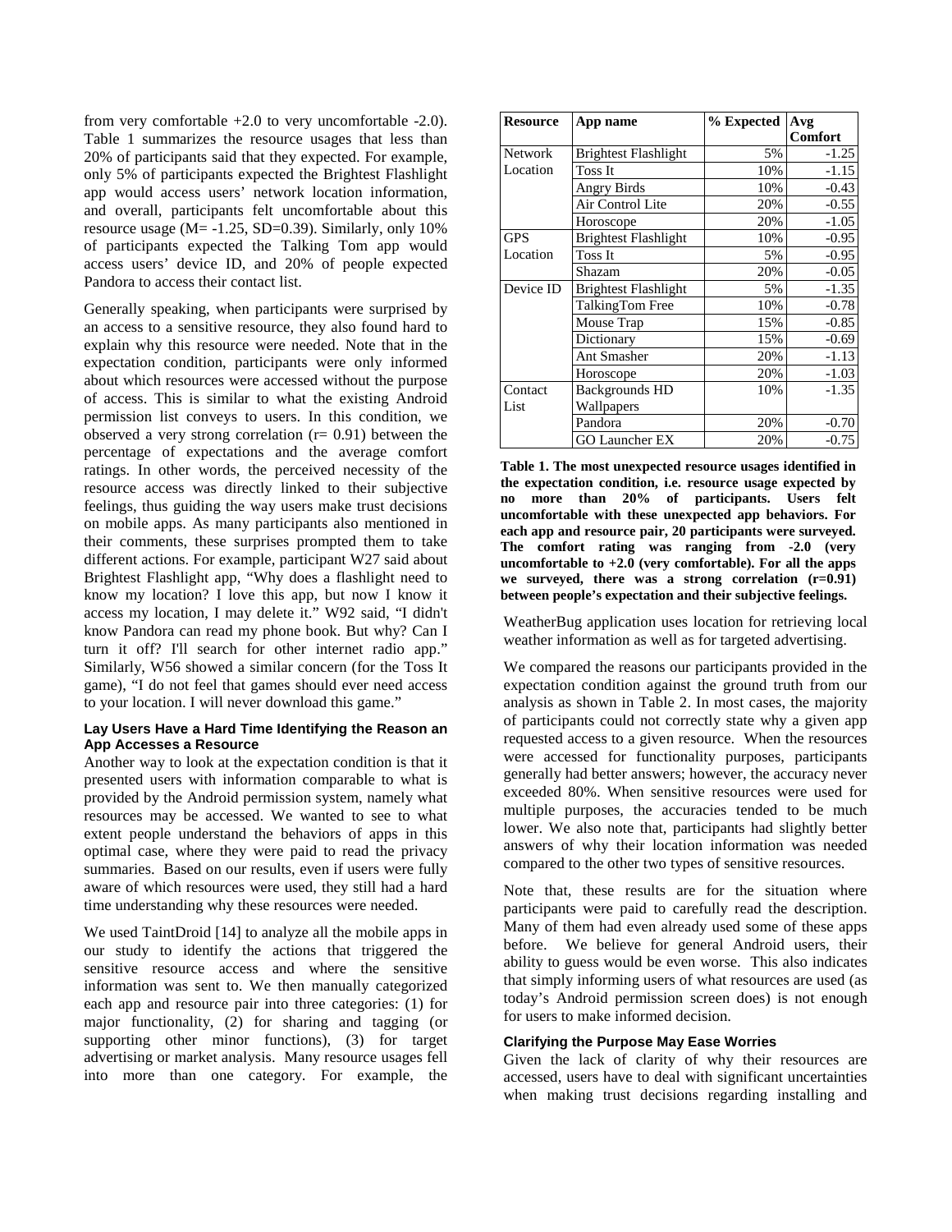from very comfortable +2.0 to very uncomfortable -2.0). Table 1 summarizes the resource usages that less than 20% of participants said that they expected. For example, only 5% of participants expected the Brightest Flashlight app would access users' network location information, and overall, participants felt uncomfortable about this resource usage (M= -1.25, SD=0.39). Similarly, only 10% of participants expected the Talking Tom app would access users' device ID, and 20% of people expected Pandora to access their contact list.

Generally speaking, when participants were surprised by an access to a sensitive resource, they also found hard to explain why this resource were needed. Note that in the expectation condition, participants were only informed about which resources were accessed without the purpose of access. This is similar to what the existing Android permission list conveys to users. In this condition, we observed a very strong correlation (r= 0.91) between the percentage of expectations and the average comfort ratings. In other words, the perceived necessity of the resource access was directly linked to their subjective feelings, thus guiding the way users make trust decisions on mobile apps. As many participants also mentioned in their comments, these surprises prompted them to take different actions. For example, participant W27 said about Brightest Flashlight app, "Why does a flashlight need to know my location? I love this app, but now I know it access my location, I may delete it." W92 said, "I didn't know Pandora can read my phone book. But why? Can I turn it off? I'll search for other internet radio app." Similarly, W56 showed a similar concern (for the Toss It game), "I do not feel that games should ever need access to your location. I will never download this game."

| Resource | App name | % Expected | Avg Comfort |
|---|---|---|---|
| Network Location | Brightest Flashlight | 5% | -1.25 |
| | Toss It | 10% | -1.15 |
| | Angry Birds | 10% | -0.43 |
| | Air Control Lite | 20% | -0.55 |
| | Horoscope | 20% | -1.05 |
| GPS Location | Brightest Flashlight | 10% | -0.95 |
| | Toss It | 5% | -0.95 |
| | Shazam | 20% | -0.05 |
| Device ID | Brightest Flashlight | 5% | -1.35 |
| | TalkingTom Free | 10% | -0.78 |
| | Mouse Trap | 15% | -0.85 |
| | Dictionary | 15% | -0.69 |
| | Ant Smasher | 20% | -1.13 |
| | Horoscope | 20% | -1.03 |
| Contact List | Backgrounds HD Wallpapers | 10% | -1.35 |
| | Pandora | 20% | -0.70 |
| | GO Launcher EX | 20% | -0.75 |

**Table 1. The most unexpected resource usages identified in the expectation condition, i.e. resource usage expected by no more than 20% of participants. Users felt uncomfortable with these unexpected app behaviors. For each app and resource pair, 20 participants were surveyed. The comfort rating was ranging from -2.0 (very uncomfortable to +2.0 (very comfortable). For all the apps we surveyed, there was a strong correlation (r=0.91) between people's expectation and their subjective feelings.**

### Lay Users Have a Hard Time Identifying the Reason an App Accesses a Resource

Another way to look at the expectation condition is that it presented users with information comparable to what is provided by the Android permission system, namely what resources may be accessed. We wanted to see to what extent people understand the behaviors of apps in this optimal case, where they were paid to read the privacy summaries. Based on our results, even if users were fully aware of which resources were used, they still had a hard time understanding why these resources were needed.

We used TaintDroid [14] to analyze all the mobile apps in our study to identify the actions that triggered the sensitive resource access and where the sensitive information was sent to. We then manually categorized each app and resource pair into three categories: (1) for major functionality, (2) for sharing and tagging (or supporting other minor functions), (3) for target advertising or market analysis. Many resource usages fell into more than one category. For example, the WeatherBug application uses location for retrieving local weather information as well as for targeted advertising.

We compared the reasons our participants provided in the expectation condition against the ground truth from our analysis as shown in Table 2. In most cases, the majority of participants could not correctly state why a given app requested access to a given resource. When the resources were accessed for functionality purposes, participants generally had better answers; however, the accuracy never exceeded 80%. When sensitive resources were used for multiple purposes, the accuracies tended to be much lower. We also note that, participants had slightly better answers of why their location information was needed compared to the other two types of sensitive resources.

Note that, these results are for the situation where participants were paid to carefully read the description. Many of them had even already used some of these apps before. We believe for general Android users, their ability to guess would be even worse. This also indicates that simply informing users of what resources are used (as today's Android permission screen does) is not enough for users to make informed decision.

### Clarifying the Purpose May Ease Worries

Given the lack of clarity of why their resources are accessed, users have to deal with significant uncertainties when making trust decisions regarding installing and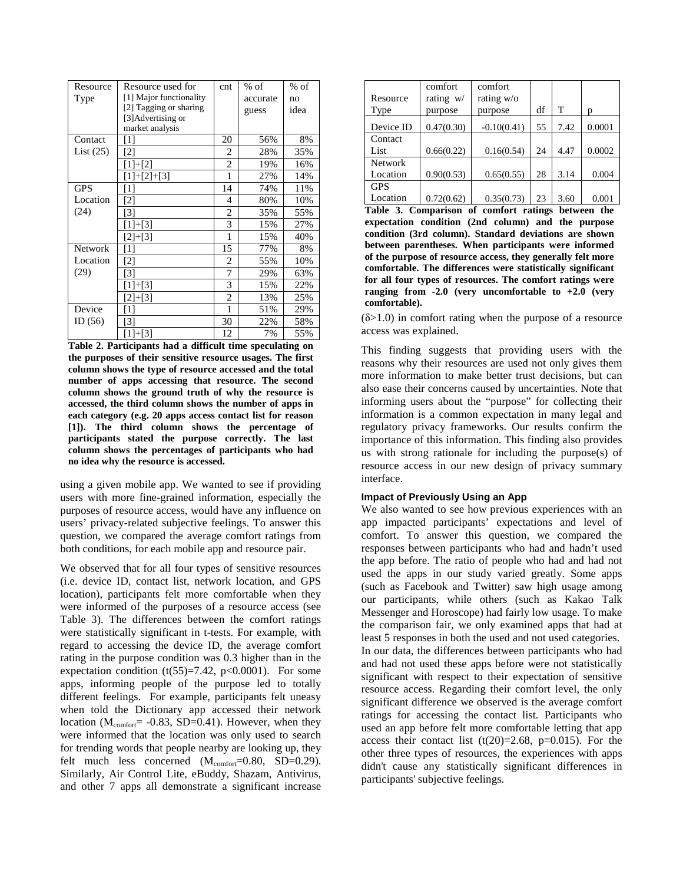| Resource Type | Resource used for [1] Major functionality [2] Tagging or sharing [3]Advertising or market analysis | cnt | % of accurate guess | % of no idea |
|---|---|---|---|---|
| Contact List (25) | [1] | 20 | 56% | 8% |
| | [2] | 2 | 28% | 35% |
| | [1]+[2] | 2 | 19% | 16% |
| | [1]+[2]+[3] | 1 | 27% | 14% |
| GPS Location (24) | [1] | 14 | 74% | 11% |
| | [2] | 4 | 80% | 10% |
| | [3] | 2 | 35% | 55% |
| | [1]+[3] | 3 | 15% | 27% |
| | [2]+[3] | 1 | 15% | 40% |
| Network Location (29) | [1] | 15 | 77% | 8% |
| | [2] | 2 | 55% | 10% |
| | [3] | 7 | 29% | 63% |
| | [1]+[3] | 3 | 15% | 22% |
| | [2]+[3] | 2 | 13% | 25% |
| Device ID (56) | [1] | 1 | 51% | 29% |
| | [3] | 30 | 22% | 58% |
| | [1]+[3] | 12 | 7% | 55% |

**Table 2. Participants had a difficult time speculating on the purposes of their sensitive resource usages. The first column shows the type of resource accessed and the total number of apps accessing that resource. The second column shows the ground truth of why the resource is accessed, the third column shows the number of apps in each category (e.g. 20 apps access contact list for reason [1]). The third column shows the percentage of participants stated the purpose correctly. The last column shows the percentages of participants who had no idea why the resource is accessed.**

using a given mobile app. We wanted to see if providing users with more fine-grained information, especially the purposes of resource access, would have any influence on users' privacy-related subjective feelings. To answer this question, we compared the average comfort ratings from both conditions, for each mobile app and resource pair.

We observed that for all four types of sensitive resources (i.e. device ID, contact list, network location, and GPS location), participants felt more comfortable when they were informed of the purposes of a resource access (see Table 3). The differences between the comfort ratings were statistically significant in t-tests. For example, with regard to accessing the device ID, the average comfort rating in the purpose condition was 0.3 higher than in the expectation condition ($t(55)=7.42$, $p<0.0001$). For some apps, informing people of the purpose led to totally different feelings. For example, participants felt uneasy when told the Dictionary app accessed their network location ($M_{comfort}= -0.83$, $SD=0.41$). However, when they were informed that the location was only used to search for trending words that people nearby are looking up, they felt much less concerned ($M_{comfort}=0.80$, $SD=0.29$). Similarly, Air Control Lite, eBuddy, Shazam, Antivirus, and other 7 apps all demonstrate a significant increase ($\delta>1.0$) in comfort rating when the purpose of a resource access was explained.

| Resource Type | comfort rating w/ purpose | comfort rating w/o purpose | df | T | p |
|---|---|---|---|---|---|
| Device ID | 0.47(0.30) | -0.10(0.41) | 55 | 7.42 | 0.0001 |
| Contact List | 0.66(0.22) | 0.16(0.54) | 24 | 4.47 | 0.0002 |
| Network Location | 0.90(0.53) | 0.65(0.55) | 28 | 3.14 | 0.004 |
| GPS Location | 0.72(0.62) | 0.35(0.73) | 23 | 3.60 | 0.001 |

**Table 3. Comparison of comfort ratings between the expectation condition (2nd column) and the purpose condition (3rd column). Standard deviations are shown between parentheses. When participants were informed of the purpose of resource access, they generally felt more comfortable. The differences were statistically significant for all four types of resources. The comfort ratings were ranging from -2.0 (very uncomfortable to +2.0 (very comfortable).**

This finding suggests that providing users with the reasons why their resources are used not only gives them more information to make better trust decisions, but can also ease their concerns caused by uncertainties. Note that informing users about the "purpose" for collecting their information is a common expectation in many legal and regulatory privacy frameworks. Our results confirm the importance of this information. This finding also provides us with strong rationale for including the purpose(s) of resource access in our new design of privacy summary interface.

### Impact of Previously Using an App

We also wanted to see how previous experiences with an app impacted participants' expectations and level of comfort. To answer this question, we compared the responses between participants who had and hadn't used the app before. The ratio of people who had and had not used the apps in our study varied greatly. Some apps (such as Facebook and Twitter) saw high usage among our participants, while others (such as Kakao Talk Messenger and Horoscope) had fairly low usage. To make the comparison fair, we only examined apps that had at least 5 responses in both the used and not used categories. In our data, the differences between participants who had and had not used these apps before were not statistically significant with respect to their expectation of sensitive resource access. Regarding their comfort level, the only significant difference we observed is the average comfort ratings for accessing the contact list. Participants who used an app before felt more comfortable letting that app access their contact list ($t(20)=2.68$, $p=0.015$). For the other three types of resources, the experiences with apps didn't cause any statistically significant differences in participants' subjective feelings.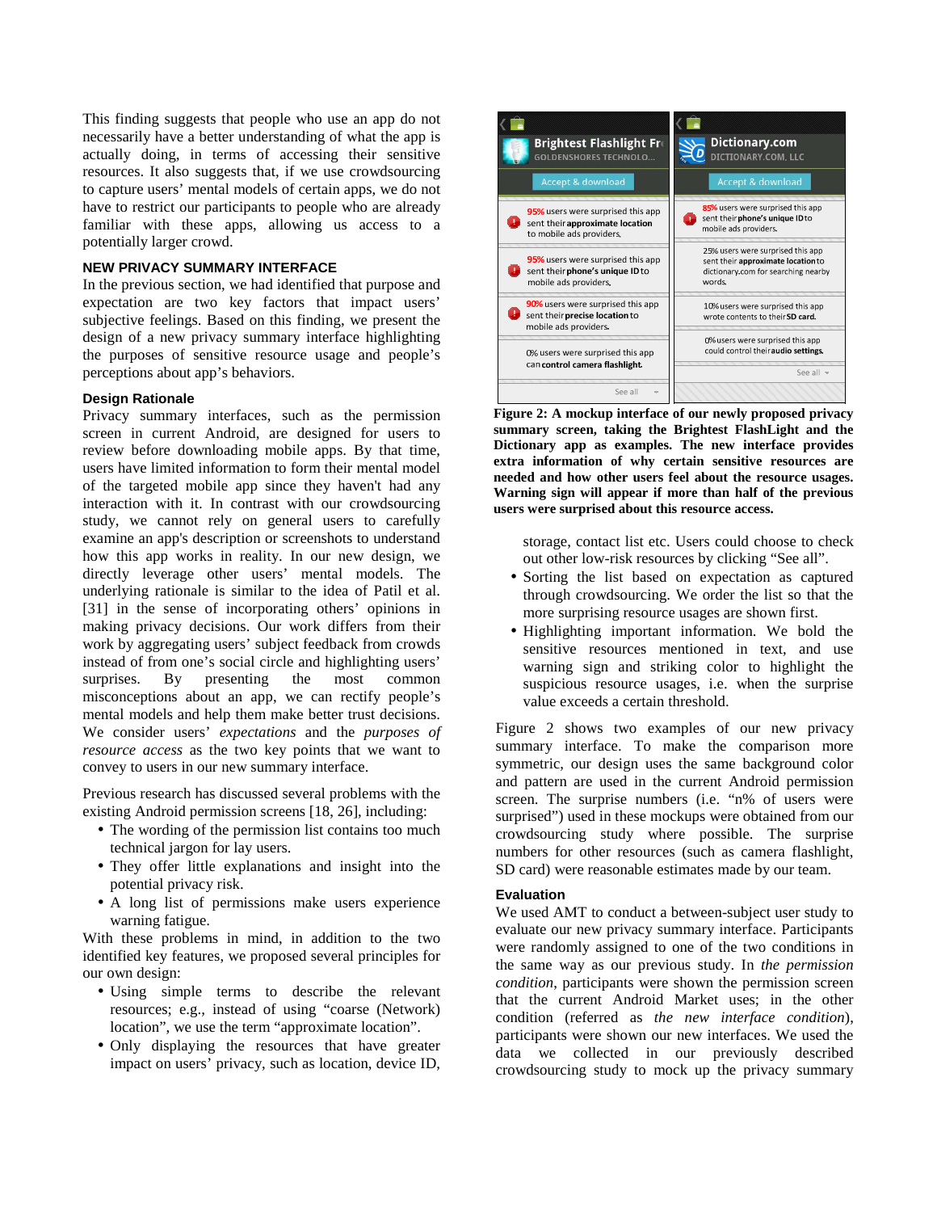This finding suggests that people who use an app do not necessarily have a better understanding of what the app is actually doing, in terms of accessing their sensitive resources. It also suggests that, if we use crowdsourcing to capture users' mental models of certain apps, we do not have to restrict our participants to people who are already familiar with these apps, allowing us access to a potentially larger crowd.

## NEW PRIVACY SUMMARY INTERFACE

In the previous section, we had identified that purpose and expectation are two key factors that impact users' subjective feelings. Based on this finding, we present the design of a new privacy summary interface highlighting the purposes of sensitive resource usage and people's perceptions about app's behaviors.

### Design Rationale

Privacy summary interfaces, such as the permission screen in current Android, are designed for users to review before downloading mobile apps. By that time, users have limited information to form their mental model of the targeted mobile app since they haven't had any interaction with it. In contrast with our crowdsourcing study, we cannot rely on general users to carefully examine an app's description or screenshots to understand how this app works in reality. In our new design, we directly leverage other users' mental models. The underlying rationale is similar to the idea of Patil et al. [31] in the sense of incorporating others' opinions in making privacy decisions. Our work differs from their work by aggregating users' subject feedback from crowds instead of from one's social circle and highlighting users' surprises. By presenting the most common misconceptions about an app, we can rectify people's mental models and help them make better trust decisions. We consider users' *expectations* and the *purposes of resource access* as the two key points that we want to convey to users in our new summary interface.

Previous research has discussed several problems with the existing Android permission screens [18, 26], including:

- The wording of the permission list contains too much technical jargon for lay users.
- They offer little explanations and insight into the potential privacy risk.
- A long list of permissions make users experience warning fatigue.

With these problems in mind, in addition to the two identified key features, we proposed several principles for our own design:

- Using simple terms to describe the relevant resources; e.g., instead of using "coarse (Network) location", we use the term "approximate location".
- Only displaying the resources that have greater impact on users' privacy, such as location, device ID, storage, contact list etc. Users could choose to check out other low-risk resources by clicking "See all".
- Sorting the list based on expectation as captured through crowdsourcing. We order the list so that the more surprising resource usages are shown first.
- Highlighting important information. We bold the sensitive resources mentioned in text, and use warning sign and striking color to highlight the suspicious resource usages, i.e. when the surprise value exceeds a certain threshold.

**Figure 2: A mockup interface of our newly proposed privacy summary screen, taking the Brightest FlashLight and the Dictionary app as examples. The new interface provides extra information of why certain sensitive resources are needed and how other users feel about the resource usages. Warning sign will appear if more than half of the previous users were surprised about this resource access.**

Figure 2 shows two examples of our new privacy summary interface. To make the comparison more symmetric, our design uses the same background color and pattern are used in the current Android permission screen. The surprise numbers (i.e. "n% of users were surprised") used in these mockups were obtained from our crowdsourcing study where possible. The surprise numbers for other resources (such as camera flashlight, SD card) were reasonable estimates made by our team.

### Evaluation

We used AMT to conduct a between-subject user study to evaluate our new privacy summary interface. Participants were randomly assigned to one of the two conditions in the same way as our previous study. In *the permission condition*, participants were shown the permission screen that the current Android Market uses; in the other condition (referred as *the new interface condition*), participants were shown our new interfaces. We used the data we collected in our previously described crowdsourcing study to mock up the privacy summary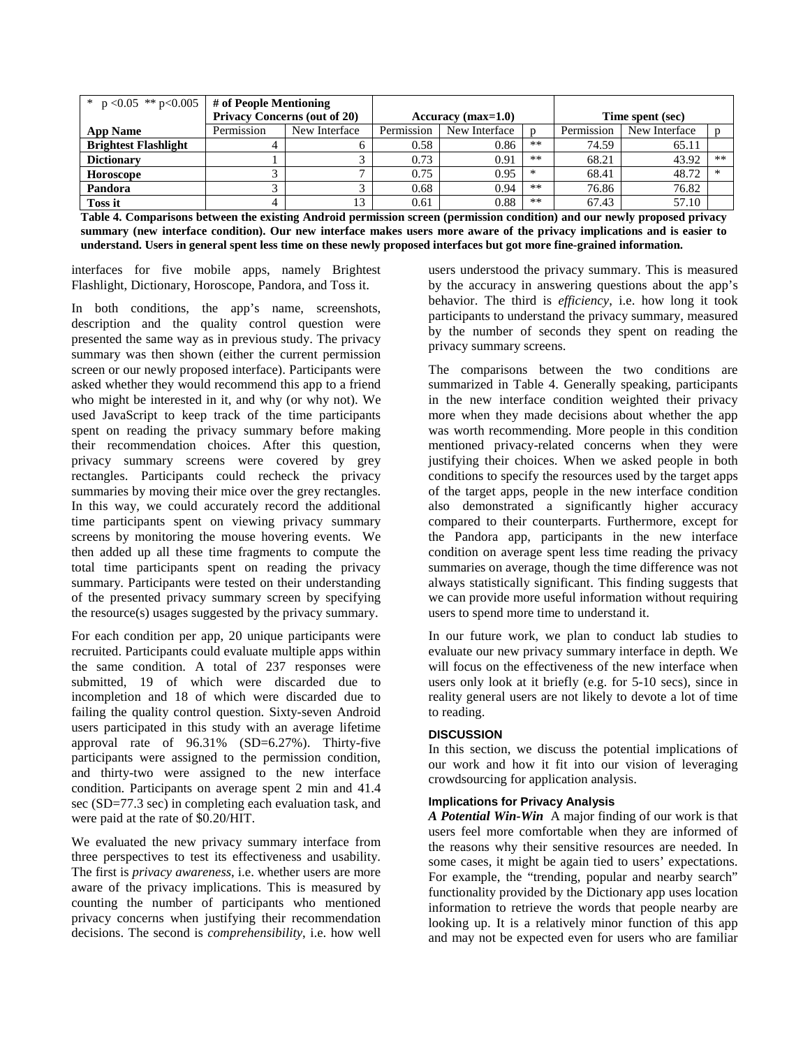| * $p < 0.05$ ** $p < 0.005$ | # of People Mentioning Privacy Concerns (out of 20) | | Accuracy (max=1.0) | | | Time spent (sec) | | |
|---|---|---|---|---|---|---|---|---|
| **App Name** | Permission | New Interface | Permission | New Interface | p | Permission | New Interface | p |
| **Brightest Flashlight** | 4 | 6 | 0.58 | 0.86 | ** | 74.59 | 65.11 | |
| **Dictionary** | 1 | 3 | 0.73 | 0.91 | ** | 68.21 | 43.92 | ** |
| **Horoscope** | 3 | 7 | 0.75 | 0.95 | * | 68.41 | 48.72 | * |
| **Pandora** | 3 | 3 | 0.68 | 0.94 | ** | 76.86 | 76.82 | |
| **Toss it** | 4 | 13 | 0.61 | 0.88 | ** | 67.43 | 57.10 | |

**Table 4. Comparisons between the existing Android permission screen (permission condition) and our newly proposed privacy summary (new interface condition). Our new interface makes users more aware of the privacy implications and is easier to understand. Users in general spent less time on these newly proposed interfaces but got more fine-grained information.**

interfaces for five mobile apps, namely Brightest Flashlight, Dictionary, Horoscope, Pandora, and Toss it.

In both conditions, the app's name, screenshots, description and the quality control question were presented the same way as in previous study. The privacy summary was then shown (either the current permission screen or our newly proposed interface). Participants were asked whether they would recommend this app to a friend who might be interested in it, and why (or why not). We used JavaScript to keep track of the time participants spent on reading the privacy summary before making their recommendation choices. After this question, privacy summary screens were covered by grey rectangles. Participants could recheck the privacy summaries by moving their mice over the grey rectangles. In this way, we could accurately record the additional time participants spent on viewing privacy summary screens by monitoring the mouse hovering events. We then added up all these time fragments to compute the total time participants spent on reading the privacy summary. Participants were tested on their understanding of the presented privacy summary screen by specifying the resource(s) usages suggested by the privacy summary.

For each condition per app, 20 unique participants were recruited. Participants could evaluate multiple apps within the same condition. A total of 237 responses were submitted, 19 of which were discarded due to incompletion and 18 of which were discarded due to failing the quality control question. Sixty-seven Android users participated in this study with an average lifetime approval rate of 96.31% (SD=6.27%). Thirty-five participants were assigned to the permission condition, and thirty-two were assigned to the new interface condition. Participants on average spent 2 min and 41.4 sec (SD=77.3 sec) in completing each evaluation task, and were paid at the rate of $0.20/HIT.

We evaluated the new privacy summary interface from three perspectives to test its effectiveness and usability. The first is *privacy awareness*, i.e. whether users are more aware of the privacy implications. This is measured by counting the number of participants who mentioned privacy concerns when justifying their recommendation decisions. The second is *comprehensibility*, i.e. how well users understood the privacy summary. This is measured by the accuracy in answering questions about the app's behavior. The third is *efficiency*, i.e. how long it took participants to understand the privacy summary, measured by the number of seconds they spent on reading the privacy summary screens.

The comparisons between the two conditions are summarized in Table 4. Generally speaking, participants in the new interface condition weighted their privacy more when they made decisions about whether the app was worth recommending. More people in this condition mentioned privacy-related concerns when they were justifying their choices. When we asked people in both conditions to specify the resources used by the target apps of the target apps, people in the new interface condition also demonstrated a significantly higher accuracy compared to their counterparts. Furthermore, except for the Pandora app, participants in the new interface condition on average spent less time reading the privacy summaries on average, though the time difference was not always statistically significant. This finding suggests that we can provide more useful information without requiring users to spend more time to understand it.

In our future work, we plan to conduct lab studies to evaluate our new privacy summary interface in depth. We will focus on the effectiveness of the new interface when users only look at it briefly (e.g. for 5-10 secs), since in reality general users are not likely to devote a lot of time to reading.

## DISCUSSION

In this section, we discuss the potential implications of our work and how it fit into our vision of leveraging crowdsourcing for application analysis.

### Implications for Privacy Analysis

***A Potential Win-Win*** A major finding of our work is that users feel more comfortable when they are informed of the reasons why their sensitive resources are needed. In some cases, it might be again tied to users' expectations. For example, the "trending, popular and nearby search" functionality provided by the Dictionary app uses location information to retrieve the words that people nearby are looking up. It is a relatively minor function of this app and may not be expected even for users who are familiar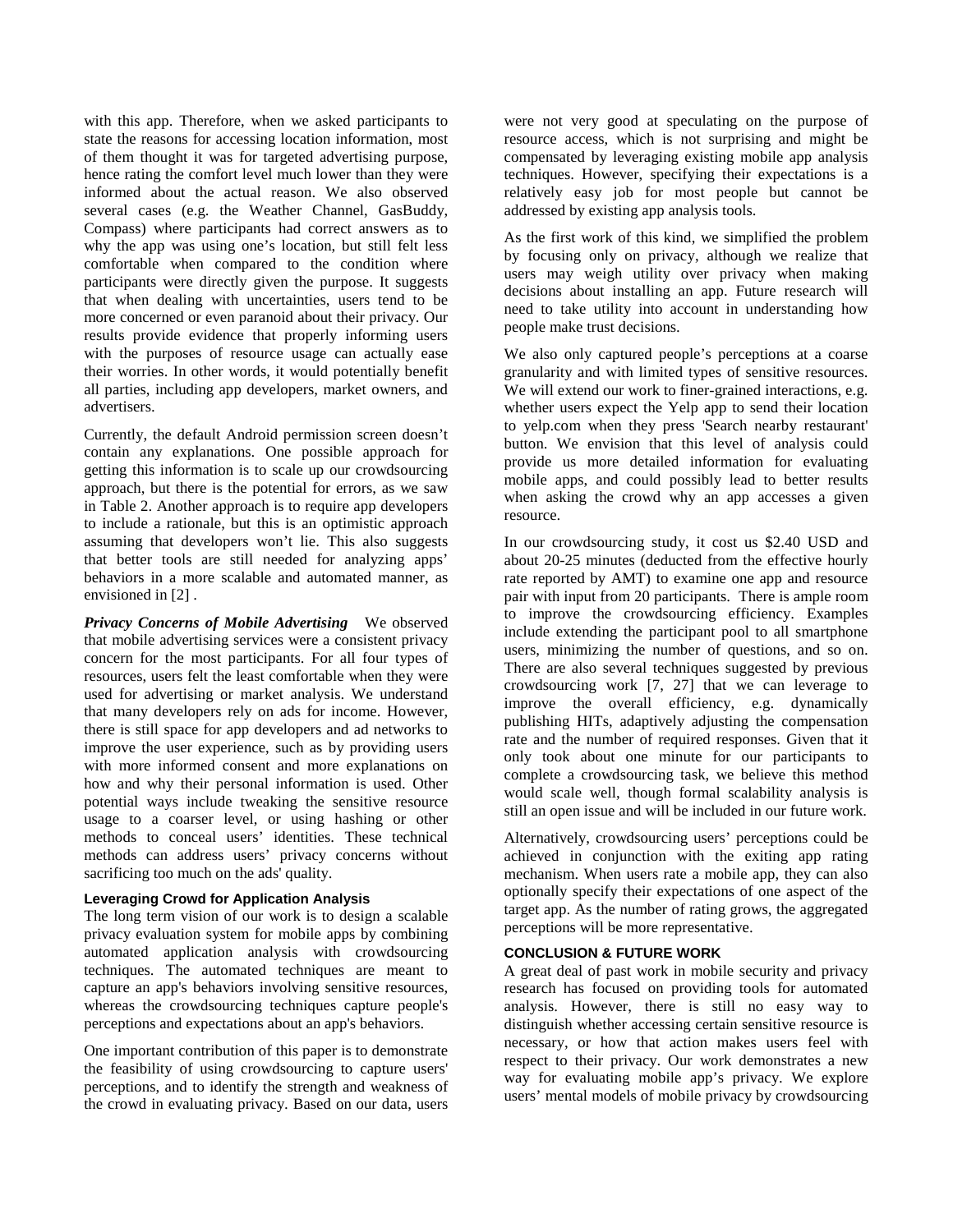with this app. Therefore, when we asked participants to state the reasons for accessing location information, most of them thought it was for targeted advertising purpose, hence rating the comfort level much lower than they were informed about the actual reason. We also observed several cases (e.g. the Weather Channel, GasBuddy, Compass) where participants had correct answers as to why the app was using one's location, but still felt less comfortable when compared to the condition where participants were directly given the purpose. It suggests that when dealing with uncertainties, users tend to be more concerned or even paranoid about their privacy. Our results provide evidence that properly informing users with the purposes of resource usage can actually ease their worries. In other words, it would potentially benefit all parties, including app developers, market owners, and advertisers.

Currently, the default Android permission screen doesn't contain any explanations. One possible approach for getting this information is to scale up our crowdsourcing approach, but there is the potential for errors, as we saw in Table 2. Another approach is to require app developers to include a rationale, but this is an optimistic approach assuming that developers won't lie. This also suggests that better tools are still needed for analyzing apps' behaviors in a more scalable and automated manner, as envisioned in [2] .

***Privacy Concerns of Mobile Advertising*** We observed that mobile advertising services were a consistent privacy concern for the most participants. For all four types of resources, users felt the least comfortable when they were used for advertising or market analysis. We understand that many developers rely on ads for income. However, there is still space for app developers and ad networks to improve the user experience, such as by providing users with more informed consent and more explanations on how and why their personal information is used. Other potential ways include tweaking the sensitive resource usage to a coarser level, or using hashing or other methods to conceal users' identities. These technical methods can address users' privacy concerns without sacrificing too much on the ads' quality.

### Leveraging Crowd for Application Analysis

The long term vision of our work is to design a scalable privacy evaluation system for mobile apps by combining automated application analysis with crowdsourcing techniques. The automated techniques are meant to capture an app's behaviors involving sensitive resources, whereas the crowdsourcing techniques capture people's perceptions and expectations about an app's behaviors.

One important contribution of this paper is to demonstrate the feasibility of using crowdsourcing to capture users' perceptions, and to identify the strength and weakness of the crowd in evaluating privacy. Based on our data, users were not very good at speculating on the purpose of resource access, which is not surprising and might be compensated by leveraging existing mobile app analysis techniques. However, specifying their expectations is a relatively easy job for most people but cannot be addressed by existing app analysis tools.

As the first work of this kind, we simplified the problem by focusing only on privacy, although we realize that users may weigh utility over privacy when making decisions about installing an app. Future research will need to take utility into account in understanding how people make trust decisions.

We also only captured people's perceptions at a coarse granularity and with limited types of sensitive resources. We will extend our work to finer-grained interactions, e.g. whether users expect the Yelp app to send their location to yelp.com when they press 'Search nearby restaurant' button. We envision that this level of analysis could provide us more detailed information for evaluating mobile apps, and could possibly lead to better results when asking the crowd why an app accesses a given resource.

In our crowdsourcing study, it cost us \$2.40 USD and about 20-25 minutes (deducted from the effective hourly rate reported by AMT) to examine one app and resource pair with input from 20 participants. There is ample room to improve the crowdsourcing efficiency. Examples include extending the participant pool to all smartphone users, minimizing the number of questions, and so on. There are also several techniques suggested by previous crowdsourcing work [7, 27] that we can leverage to improve the overall efficiency, e.g. dynamically publishing HITs, adaptively adjusting the compensation rate and the number of required responses. Given that it only took about one minute for our participants to complete a crowdsourcing task, we believe this method would scale well, though formal scalability analysis is still an open issue and will be included in our future work.

Alternatively, crowdsourcing users' perceptions could be achieved in conjunction with the exiting app rating mechanism. When users rate a mobile app, they can also optionally specify their expectations of one aspect of the target app. As the number of rating grows, the aggregated perceptions will be more representative.

## CONCLUSION & FUTURE WORK

A great deal of past work in mobile security and privacy research has focused on providing tools for automated analysis. However, there is still no easy way to distinguish whether accessing certain sensitive resource is necessary, or how that action makes users feel with respect to their privacy. Our work demonstrates a new way for evaluating mobile app's privacy. We explore users' mental models of mobile privacy by crowdsourcing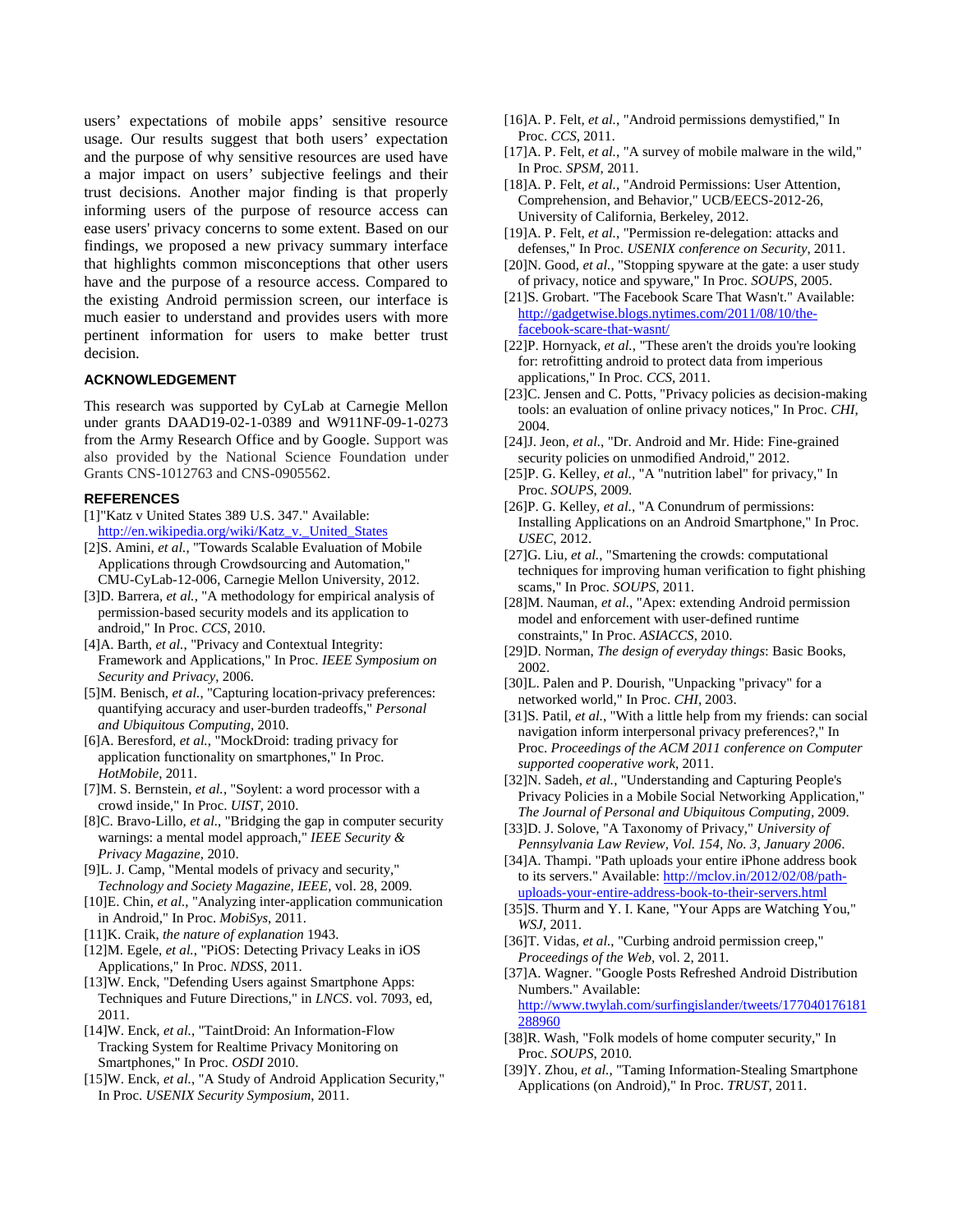users' expectations of mobile apps' sensitive resource usage. Our results suggest that both users' expectation and the purpose of why sensitive resources are used have a major impact on users' subjective feelings and their trust decisions. Another major finding is that properly informing users of the purpose of resource access can ease users' privacy concerns to some extent. Based on our findings, we proposed a new privacy summary interface that highlights common misconceptions that other users have and the purpose of a resource access. Compared to the existing Android permission screen, our interface is much easier to understand and provides users with more pertinent information for users to make better trust decision.

## ACKNOWLEDGEMENT

This research was supported by CyLab at Carnegie Mellon under grants DAAD19-02-1-0389 and W911NF-09-1-0273 from the Army Research Office and by Google. Support was also provided by the National Science Foundation under Grants CNS-1012763 and CNS-0905562.

## REFERENCES

[1]"Katz v United States 389 U.S. 347." Available: http://en.wikipedia.org/wiki/Katz_v._United_States

[2]S. Amini, *et al.*, "Towards Scalable Evaluation of Mobile Applications through Crowdsourcing and Automation," CMU-CyLab-12-006, Carnegie Mellon University, 2012.

[3]D. Barrera, *et al.*, "A methodology for empirical analysis of permission-based security models and its application to android," In Proc. *CCS*, 2010.

[4]A. Barth, *et al.*, "Privacy and Contextual Integrity: Framework and Applications," In Proc. *IEEE Symposium on Security and Privacy*, 2006.

[5]M. Benisch, *et al.*, "Capturing location-privacy preferences: quantifying accuracy and user-burden tradeoffs," *Personal and Ubiquitous Computing*, 2010.

[6]A. Beresford, *et al.*, "MockDroid: trading privacy for application functionality on smartphones," In Proc. *HotMobile*, 2011.

[7]M. S. Bernstein, *et al.*, "Soylent: a word processor with a crowd inside," In Proc. *UIST*, 2010.

[8]C. Bravo-Lillo, *et al.*, "Bridging the gap in computer security warnings: a mental model approach," *IEEE Security & Privacy Magazine*, 2010.

[9]L. J. Camp, "Mental models of privacy and security," *Technology and Society Magazine, IEEE*, vol. 28, 2009.

[10]E. Chin, *et al.*, "Analyzing inter-application communication in Android," In Proc. *MobiSys*, 2011.

[11]K. Craik, *the nature of explanation* 1943.

[12]M. Egele, *et al.*, "PiOS: Detecting Privacy Leaks in iOS Applications," In Proc. *NDSS*, 2011.

[13]W. Enck, "Defending Users against Smartphone Apps: Techniques and Future Directions," in *LNCS*. vol. 7093, ed, 2011.

[14]W. Enck, *et al.*, "TaintDroid: An Information-Flow Tracking System for Realtime Privacy Monitoring on Smartphones," In Proc. *OSDI* 2010.

[15]W. Enck, *et al.*, "A Study of Android Application Security," In Proc. *USENIX Security Symposium*, 2011.

[16]A. P. Felt, *et al.*, "Android permissions demystified," In Proc. *CCS*, 2011.

[17]A. P. Felt, *et al.*, "A survey of mobile malware in the wild," In Proc. *SPSM*, 2011.

[18]A. P. Felt, *et al.*, "Android Permissions: User Attention, Comprehension, and Behavior," UCB/EECS-2012-26, University of California, Berkeley, 2012.

[19]A. P. Felt, *et al.*, "Permission re-delegation: attacks and defenses," In Proc. *USENIX conference on Security*, 2011.

[20]N. Good, *et al.*, "Stopping spyware at the gate: a user study of privacy, notice and spyware," In Proc. *SOUPS*, 2005.

[21]S. Grobart. "The Facebook Scare That Wasn't." Available: http://gadgetwise.blogs.nytimes.com/2011/08/10/the-facebook-scare-that-wasnt/

[22]P. Hornyack, *et al.*, "These aren't the droids you're looking for: retrofitting android to protect data from imperious applications," In Proc. *CCS*, 2011.

[23]C. Jensen and C. Potts, "Privacy policies as decision-making tools: an evaluation of online privacy notices," In Proc. *CHI*, 2004.

[24]J. Jeon, *et al.*, "Dr. Android and Mr. Hide: Fine-grained security policies on unmodified Android," 2012.

[25]P. G. Kelley, *et al.*, "A "nutrition label" for privacy," In Proc. *SOUPS*, 2009.

[26]P. G. Kelley, *et al.*, "A Conundrum of permissions: Installing Applications on an Android Smartphone," In Proc. *USEC*, 2012.

[27]G. Liu, *et al.*, "Smartening the crowds: computational techniques for improving human verification to fight phishing scams," In Proc. *SOUPS*, 2011.

[28]M. Nauman, *et al.*, "Apex: extending Android permission model and enforcement with user-defined runtime constraints," In Proc. *ASIACCS*, 2010.

[29]D. Norman, *The design of everyday things*: Basic Books, 2002.

[30]L. Palen and P. Dourish, "Unpacking "privacy" for a networked world," In Proc. *CHI*, 2003.

[31]S. Patil, *et al.*, "With a little help from my friends: can social navigation inform interpersonal privacy preferences?," In Proc. *Proceedings of the ACM 2011 conference on Computer supported cooperative work*, 2011.

[32]N. Sadeh, *et al.*, "Understanding and Capturing People's Privacy Policies in a Mobile Social Networking Application," *The Journal of Personal and Ubiquitous Computing*, 2009.

[33]D. J. Solove, "A Taxonomy of Privacy," *University of Pennsylvania Law Review, Vol. 154, No. 3, January 2006*.

[34]A. Thampi. "Path uploads your entire iPhone address book to its servers." Available: http://mclov.in/2012/02/08/path-uploads-your-entire-address-book-to-their-servers.html

[35]S. Thurm and Y. I. Kane, "Your Apps are Watching You," *WSJ*, 2011.

[36]T. Vidas, *et al.*, "Curbing android permission creep," *Proceedings of the Web*, vol. 2, 2011.

[37]A. Wagner. "Google Posts Refreshed Android Distribution Numbers." Available: http://www.twylah.com/surfingislander/tweets/177040176181288960

[38]R. Wash, "Folk models of home computer security," In Proc. *SOUPS*, 2010.

[39]Y. Zhou, *et al.*, "Taming Information-Stealing Smartphone Applications (on Android)," In Proc. *TRUST*, 2011.